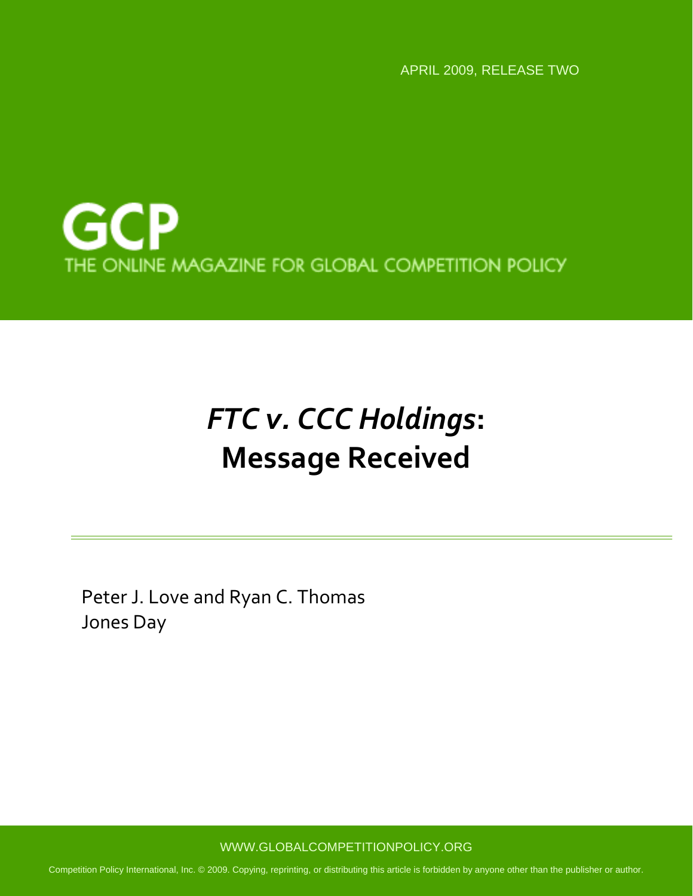APRIL 2009, RELEASE TWO

GCP

THE ONLINE MAGAZINE FOR GLOBAL COMPETITION POLICY

# *FTC v. CCC Holdings*: Message Received

Peter J. Love and Ryan C. Thomas
Jones Day

WWW.GLOBALCOMPETITIONPOLICY.ORG

Competition Policy International, Inc. © 2009. Copying, reprinting, or distributing this article is forbidden by anyone other than the publisher or author.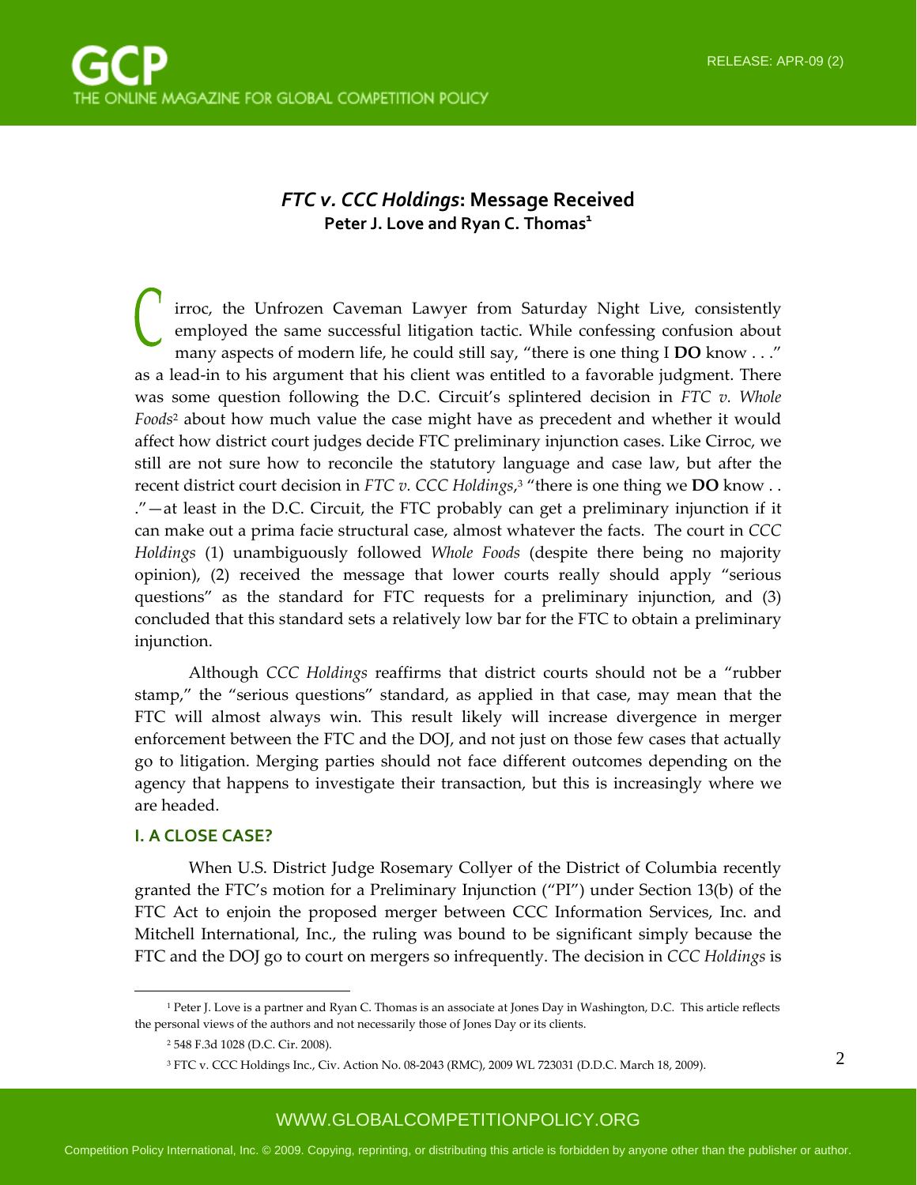## *FTC v. CCC Holdings*: Message Received

**Peter J. Love and Ryan C. Thomas**[1]

Cirroc, the Unfrozen Caveman Lawyer from Saturday Night Live, consistently employed the same successful litigation tactic. While confessing confusion about many aspects of modern life, he could still say, "there is one thing I **DO** know . . ." as a lead-in to his argument that his client was entitled to a favorable judgment. There was some question following the D.C. Circuit's splintered decision in *FTC v. Whole Foods*[2] about how much value the case might have as precedent and whether it would affect how district court judges decide FTC preliminary injunction cases. Like Cirroc, we still are not sure how to reconcile the statutory language and case law, but after the recent district court decision in *FTC v. CCC Holdings*,[3] "there is one thing we **DO** know . . ."—at least in the D.C. Circuit, the FTC probably can get a preliminary injunction if it can make out a prima facie structural case, almost whatever the facts. The court in *CCC Holdings* (1) unambiguously followed *Whole Foods* (despite there being no majority opinion), (2) received the message that lower courts really should apply "serious questions" as the standard for FTC requests for a preliminary injunction, and (3) concluded that this standard sets a relatively low bar for the FTC to obtain a preliminary injunction.

Although *CCC Holdings* reaffirms that district courts should not be a "rubber stamp," the "serious questions" standard, as applied in that case, may mean that the FTC will almost always win. This result likely will increase divergence in merger enforcement between the FTC and the DOJ, and not just on those few cases that actually go to litigation. Merging parties should not face different outcomes depending on the agency that happens to investigate their transaction, but this is increasingly where we are headed.

### I. A CLOSE CASE?

When U.S. District Judge Rosemary Collyer of the District of Columbia recently granted the FTC's motion for a Preliminary Injunction ("PI") under Section 13(b) of the FTC Act to enjoin the proposed merger between CCC Information Services, Inc. and Mitchell International, Inc., the ruling was bound to be significant simply because the FTC and the DOJ go to court on mergers so infrequently. The decision in *CCC Holdings* is

---

[1] Peter J. Love is a partner and Ryan C. Thomas is an associate at Jones Day in Washington, D.C. This article reflects the personal views of the authors and not necessarily those of Jones Day or its clients.

[2] 548 F.3d 1028 (D.C. Cir. 2008).

[3] FTC v. CCC Holdings Inc., Civ. Action No. 08-2043 (RMC), 2009 WL 723031 (D.D.C. March 18, 2009).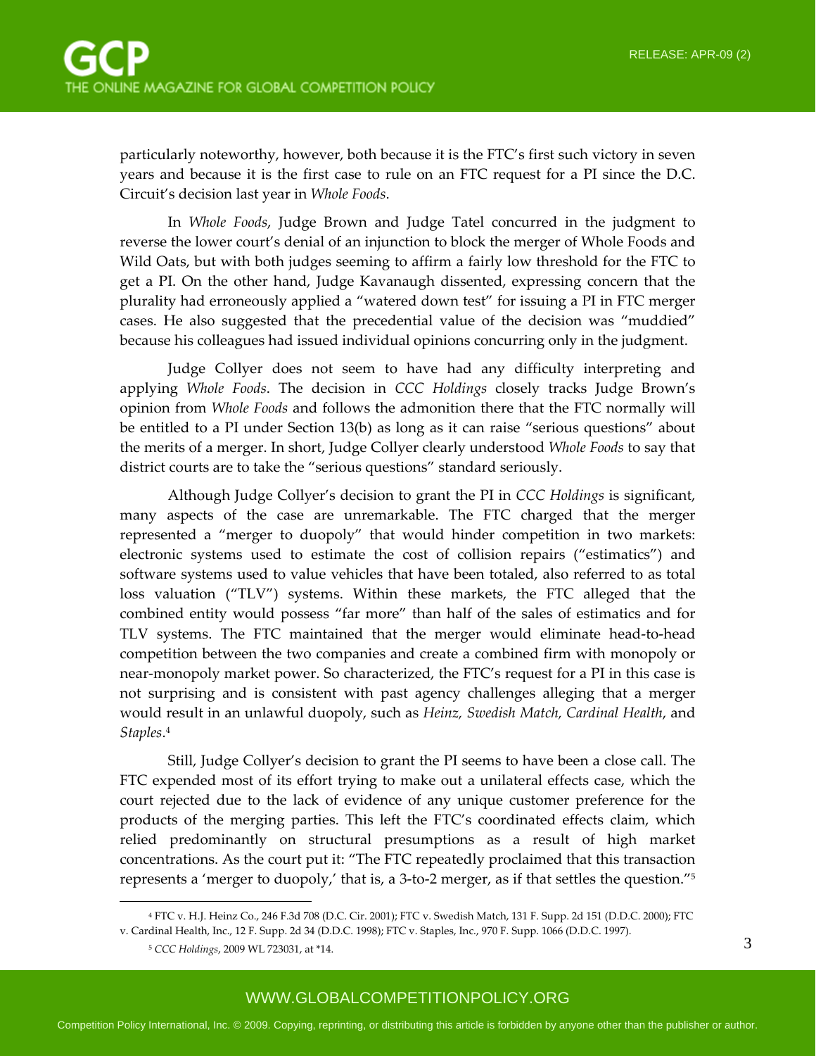particularly noteworthy, however, both because it is the FTC's first such victory in seven years and because it is the first case to rule on an FTC request for a PI since the D.C. Circuit's decision last year in *Whole Foods*.

In *Whole Foods*, Judge Brown and Judge Tatel concurred in the judgment to reverse the lower court's denial of an injunction to block the merger of Whole Foods and Wild Oats, but with both judges seeming to affirm a fairly low threshold for the FTC to get a PI. On the other hand, Judge Kavanaugh dissented, expressing concern that the plurality had erroneously applied a "watered down test" for issuing a PI in FTC merger cases. He also suggested that the precedential value of the decision was "muddied" because his colleagues had issued individual opinions concurring only in the judgment.

Judge Collyer does not seem to have had any difficulty interpreting and applying *Whole Foods*. The decision in *CCC Holdings* closely tracks Judge Brown's opinion from *Whole Foods* and follows the admonition there that the FTC normally will be entitled to a PI under Section 13(b) as long as it can raise "serious questions" about the merits of a merger. In short, Judge Collyer clearly understood *Whole Foods* to say that district courts are to take the "serious questions" standard seriously.

Although Judge Collyer's decision to grant the PI in *CCC Holdings* is significant, many aspects of the case are unremarkable. The FTC charged that the merger represented a "merger to duopoly" that would hinder competition in two markets: electronic systems used to estimate the cost of collision repairs ("estimatics") and software systems used to value vehicles that have been totaled, also referred to as total loss valuation ("TLV") systems. Within these markets, the FTC alleged that the combined entity would possess "far more" than half of the sales of estimatics and for TLV systems. The FTC maintained that the merger would eliminate head-to-head competition between the two companies and create a combined firm with monopoly or near-monopoly market power. So characterized, the FTC's request for a PI in this case is not surprising and is consistent with past agency challenges alleging that a merger would result in an unlawful duopoly, such as *Heinz*, *Swedish Match*, *Cardinal Health*, and *Staples*.[4]

Still, Judge Collyer's decision to grant the PI seems to have been a close call. The FTC expended most of its effort trying to make out a unilateral effects case, which the court rejected due to the lack of evidence of any unique customer preference for the products of the merging parties. This left the FTC's coordinated effects claim, which relied predominantly on structural presumptions as a result of high market concentrations. As the court put it: "The FTC repeatedly proclaimed that this transaction represents a 'merger to duopoly,' that is, a 3-to-2 merger, as if that settles the question."[5]

---

[4] FTC v. H.J. Heinz Co., 246 F.3d 708 (D.C. Cir. 2001); FTC v. Swedish Match, 131 F. Supp. 2d 151 (D.D.C. 2000); FTC v. Cardinal Health, Inc., 12 F. Supp. 2d 34 (D.D.C. 1998); FTC v. Staples, Inc., 970 F. Supp. 1066 (D.D.C. 1997).

[5] *CCC Holdings*, 2009 WL 723031, at *14.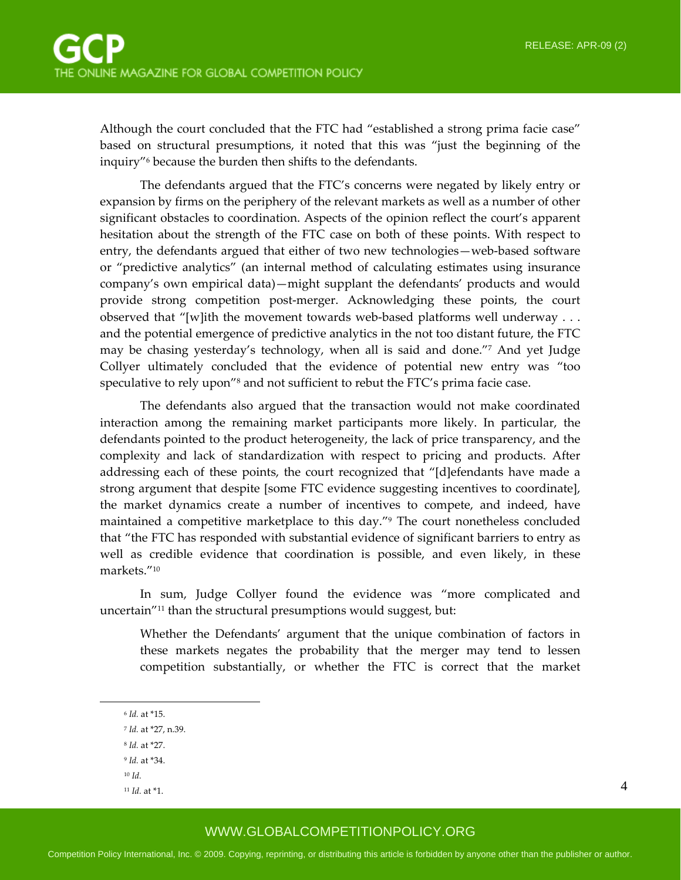Although the court concluded that the FTC had "established a strong prima facie case" based on structural presumptions, it noted that this was "just the beginning of the inquiry"[6] because the burden then shifts to the defendants.

The defendants argued that the FTC's concerns were negated by likely entry or expansion by firms on the periphery of the relevant markets as well as a number of other significant obstacles to coordination. Aspects of the opinion reflect the court's apparent hesitation about the strength of the FTC case on both of these points. With respect to entry, the defendants argued that either of two new technologies—web-based software or "predictive analytics" (an internal method of calculating estimates using insurance company's own empirical data)—might supplant the defendants' products and would provide strong competition post-merger. Acknowledging these points, the court observed that "[w]ith the movement towards web-based platforms well underway . . . and the potential emergence of predictive analytics in the not too distant future, the FTC may be chasing yesterday's technology, when all is said and done."[7] And yet Judge Collyer ultimately concluded that the evidence of potential new entry was "too speculative to rely upon"[8] and not sufficient to rebut the FTC's prima facie case.

The defendants also argued that the transaction would not make coordinated interaction among the remaining market participants more likely. In particular, the defendants pointed to the product heterogeneity, the lack of price transparency, and the complexity and lack of standardization with respect to pricing and products. After addressing each of these points, the court recognized that "[d]efendants have made a strong argument that despite [some FTC evidence suggesting incentives to coordinate], the market dynamics create a number of incentives to compete, and indeed, have maintained a competitive marketplace to this day."[9] The court nonetheless concluded that "the FTC has responded with substantial evidence of significant barriers to entry as well as credible evidence that coordination is possible, and even likely, in these markets."[10]

In sum, Judge Collyer found the evidence was "more complicated and uncertain"[11] than the structural presumptions would suggest, but:

> Whether the Defendants' argument that the unique combination of factors in these markets negates the probability that the merger may tend to lessen competition substantially, or whether the FTC is correct that the market

---

[6] *Id.* at *15.

[7] *Id.* at *27, n.39.

[8] *Id.* at *27.

[9] *Id.* at *34.

[10] *Id.*

[11] *Id.* at *1.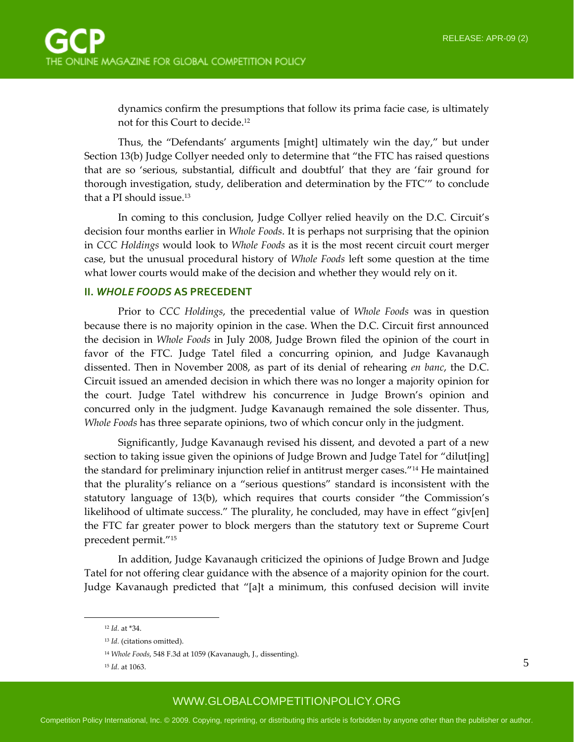dynamics confirm the presumptions that follow its prima facie case, is ultimately not for this Court to decide.[12]

Thus, the "Defendants' arguments [might] ultimately win the day," but under Section 13(b) Judge Collyer needed only to determine that "the FTC has raised questions that are so 'serious, substantial, difficult and doubtful' that they are 'fair ground for thorough investigation, study, deliberation and determination by the FTC'" to conclude that a PI should issue.[13]

In coming to this conclusion, Judge Collyer relied heavily on the D.C. Circuit's decision four months earlier in *Whole Foods*. It is perhaps not surprising that the opinion in *CCC Holdings* would look to *Whole Foods* as it is the most recent circuit court merger case, but the unusual procedural history of *Whole Foods* left some question at the time what lower courts would make of the decision and whether they would rely on it.

## II. *WHOLE FOODS* AS PRECEDENT

Prior to *CCC Holdings*, the precedential value of *Whole Foods* was in question because there is no majority opinion in the case. When the D.C. Circuit first announced the decision in *Whole Foods* in July 2008, Judge Brown filed the opinion of the court in favor of the FTC. Judge Tatel filed a concurring opinion, and Judge Kavanaugh dissented. Then in November 2008, as part of its denial of rehearing *en banc*, the D.C. Circuit issued an amended decision in which there was no longer a majority opinion for the court. Judge Tatel withdrew his concurrence in Judge Brown's opinion and concurred only in the judgment. Judge Kavanaugh remained the sole dissenter. Thus, *Whole Foods* has three separate opinions, two of which concur only in the judgment.

Significantly, Judge Kavanaugh revised his dissent, and devoted a part of a new section to taking issue given the opinions of Judge Brown and Judge Tatel for "dilut[ing] the standard for preliminary injunction relief in antitrust merger cases."[14] He maintained that the plurality's reliance on a "serious questions" standard is inconsistent with the statutory language of 13(b), which requires that courts consider "the Commission's likelihood of ultimate success." The plurality, he concluded, may have in effect "giv[en] the FTC far greater power to block mergers than the statutory text or Supreme Court precedent permit."[15]

In addition, Judge Kavanaugh criticized the opinions of Judge Brown and Judge Tatel for not offering clear guidance with the absence of a majority opinion for the court. Judge Kavanaugh predicted that "[a]t a minimum, this confused decision will invite

---

[12] *Id.* at *34.

[13] *Id.* (citations omitted).

[14] *Whole Foods*, 548 F.3d at 1059 (Kavanaugh, J., dissenting).

[15] *Id.* at 1063.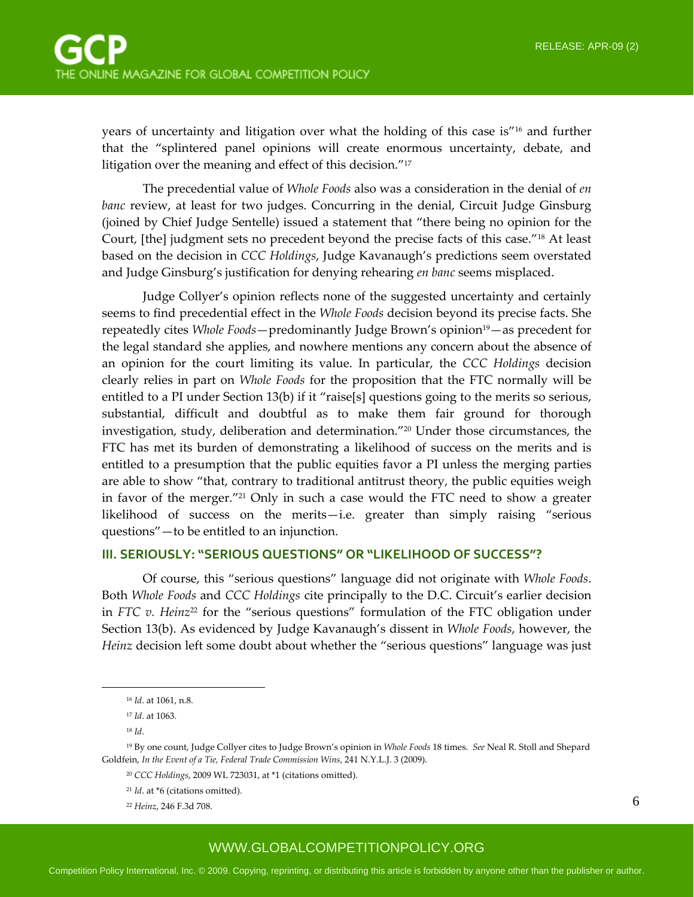years of uncertainty and litigation over what the holding of this case is"[16] and further that the "splintered panel opinions will create enormous uncertainty, debate, and litigation over the meaning and effect of this decision."[17]

The precedential value of *Whole Foods* also was a consideration in the denial of *en banc* review, at least for two judges. Concurring in the denial, Circuit Judge Ginsburg (joined by Chief Judge Sentelle) issued a statement that "there being no opinion for the Court, [the] judgment sets no precedent beyond the precise facts of this case."[18] At least based on the decision in *CCC Holdings*, Judge Kavanaugh's predictions seem overstated and Judge Ginsburg's justification for denying rehearing *en banc* seems misplaced.

Judge Collyer's opinion reflects none of the suggested uncertainty and certainly seems to find precedential effect in the *Whole Foods* decision beyond its precise facts. She repeatedly cites *Whole Foods*—predominantly Judge Brown's opinion[19]—as precedent for the legal standard she applies, and nowhere mentions any concern about the absence of an opinion for the court limiting its value. In particular, the *CCC Holdings* decision clearly relies in part on *Whole Foods* for the proposition that the FTC normally will be entitled to a PI under Section 13(b) if it "raise[s] questions going to the merits so serious, substantial, difficult and doubtful as to make them fair ground for thorough investigation, study, deliberation and determination."[20] Under those circumstances, the FTC has met its burden of demonstrating a likelihood of success on the merits and is entitled to a presumption that the public equities favor a PI unless the merging parties are able to show "that, contrary to traditional antitrust theory, the public equities weigh in favor of the merger."[21] Only in such a case would the FTC need to show a greater likelihood of success on the merits—i.e. greater than simply raising "serious questions"—to be entitled to an injunction.

## III. SERIOUSLY: "SERIOUS QUESTIONS" OR "LIKELIHOOD OF SUCCESS"?

Of course, this "serious questions" language did not originate with *Whole Foods*. Both *Whole Foods* and *CCC Holdings* cite principally to the D.C. Circuit's earlier decision in *FTC v. Heinz*[22] for the "serious questions" formulation of the FTC obligation under Section 13(b). As evidenced by Judge Kavanaugh's dissent in *Whole Foods*, however, the *Heinz* decision left some doubt about whether the "serious questions" language was just

---

[16] *Id*. at 1061, n.8.

[17] *Id*. at 1063.

[18] *Id*.

[19] By one count, Judge Collyer cites to Judge Brown's opinion in *Whole Foods* 18 times. *See* Neal R. Stoll and Shepard Goldfein, *In the Event of a Tie, Federal Trade Commission Wins*, 241 N.Y.L.J. 3 (2009).

[20] *CCC Holdings*, 2009 WL 723031, at *1 (citations omitted).

[21] *Id*. at *6 (citations omitted).

[22] *Heinz*, 246 F.3d 708.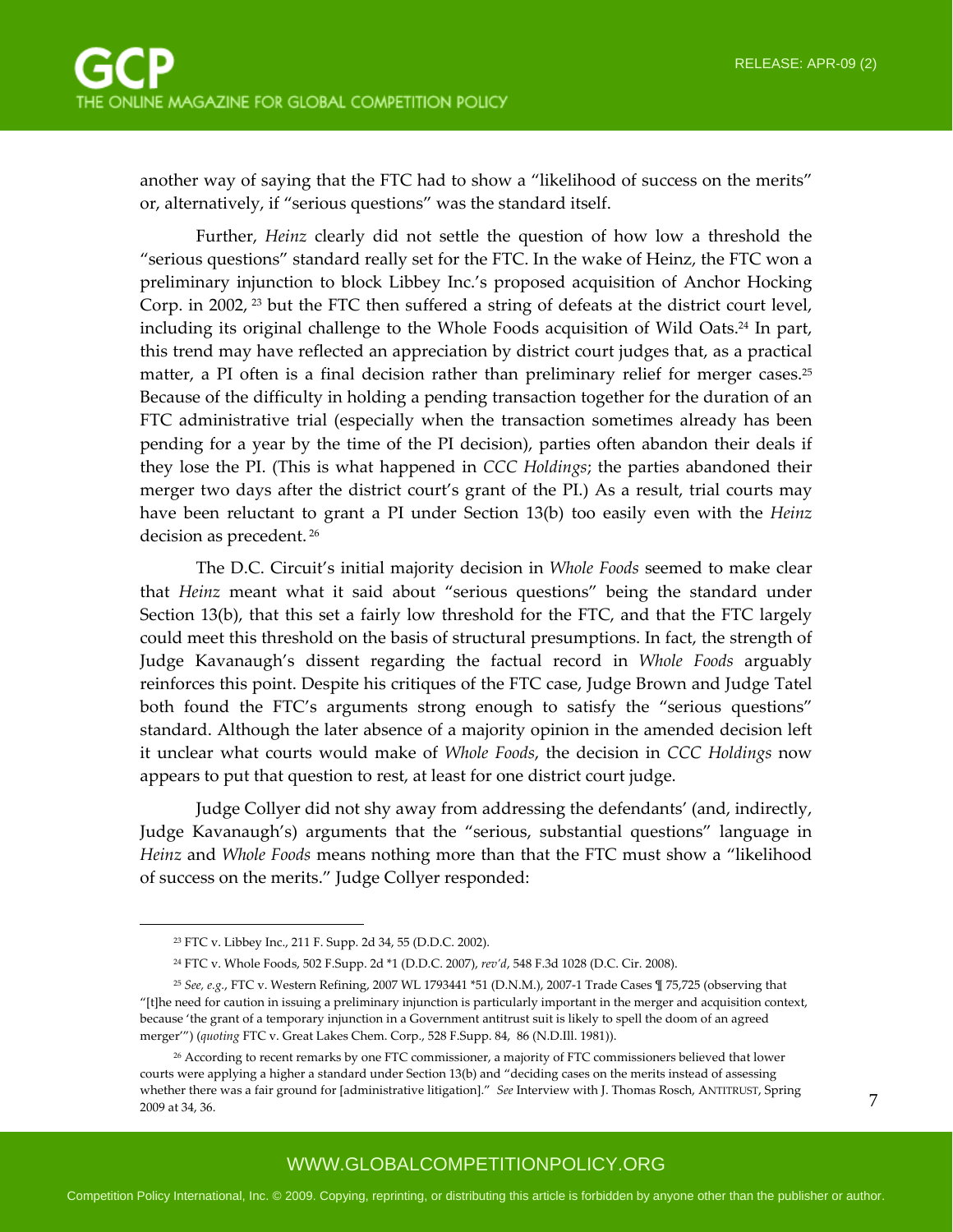another way of saying that the FTC had to show a "likelihood of success on the merits" or, alternatively, if "serious questions" was the standard itself.

Further, *Heinz* clearly did not settle the question of how low a threshold the "serious questions" standard really set for the FTC. In the wake of Heinz, the FTC won a preliminary injunction to block Libbey Inc.'s proposed acquisition of Anchor Hocking Corp. in 2002, [23] but the FTC then suffered a string of defeats at the district court level, including its original challenge to the Whole Foods acquisition of Wild Oats.[24] In part, this trend may have reflected an appreciation by district court judges that, as a practical matter, a PI often is a final decision rather than preliminary relief for merger cases.[25] Because of the difficulty in holding a pending transaction together for the duration of an FTC administrative trial (especially when the transaction sometimes already has been pending for a year by the time of the PI decision), parties often abandon their deals if they lose the PI. (This is what happened in *CCC Holdings*; the parties abandoned their merger two days after the district court's grant of the PI.) As a result, trial courts may have been reluctant to grant a PI under Section 13(b) too easily even with the *Heinz* decision as precedent. [26]

The D.C. Circuit's initial majority decision in *Whole Foods* seemed to make clear that *Heinz* meant what it said about "serious questions" being the standard under Section 13(b), that this set a fairly low threshold for the FTC, and that the FTC largely could meet this threshold on the basis of structural presumptions. In fact, the strength of Judge Kavanaugh's dissent regarding the factual record in *Whole Foods* arguably reinforces this point. Despite his critiques of the FTC case, Judge Brown and Judge Tatel both found the FTC's arguments strong enough to satisfy the "serious questions" standard. Although the later absence of a majority opinion in the amended decision left it unclear what courts would make of *Whole Foods*, the decision in *CCC Holdings* now appears to put that question to rest, at least for one district court judge.

Judge Collyer did not shy away from addressing the defendants' (and, indirectly, Judge Kavanaugh's) arguments that the "serious, substantial questions" language in *Heinz* and *Whole Foods* means nothing more than that the FTC must show a "likelihood of success on the merits." Judge Collyer responded:

---

[23] FTC v. Libbey Inc., 211 F. Supp. 2d 34, 55 (D.D.C. 2002).

[24] FTC v. Whole Foods, 502 F.Supp. 2d *1 (D.D.C. 2007), *rev'd*, 548 F.3d 1028 (D.C. Cir. 2008).

[25] *See, e.g.*, FTC v. Western Refining, 2007 WL 1793441 *51 (D.N.M.), 2007-1 Trade Cases ¶ 75,725 (observing that "[t]he need for caution in issuing a preliminary injunction is particularly important in the merger and acquisition context, because 'the grant of a temporary injunction in a Government antitrust suit is likely to spell the doom of an agreed merger'") (*quoting* FTC v. Great Lakes Chem. Corp., 528 F.Supp. 84, 86 (N.D.Ill. 1981)).

[26] According to recent remarks by one FTC commissioner, a majority of FTC commissioners believed that lower courts were applying a higher a standard under Section 13(b) and "deciding cases on the merits instead of assessing whether there was a fair ground for [administrative litigation]." *See* Interview with J. Thomas Rosch, ANTITRUST, Spring 2009 at 34, 36.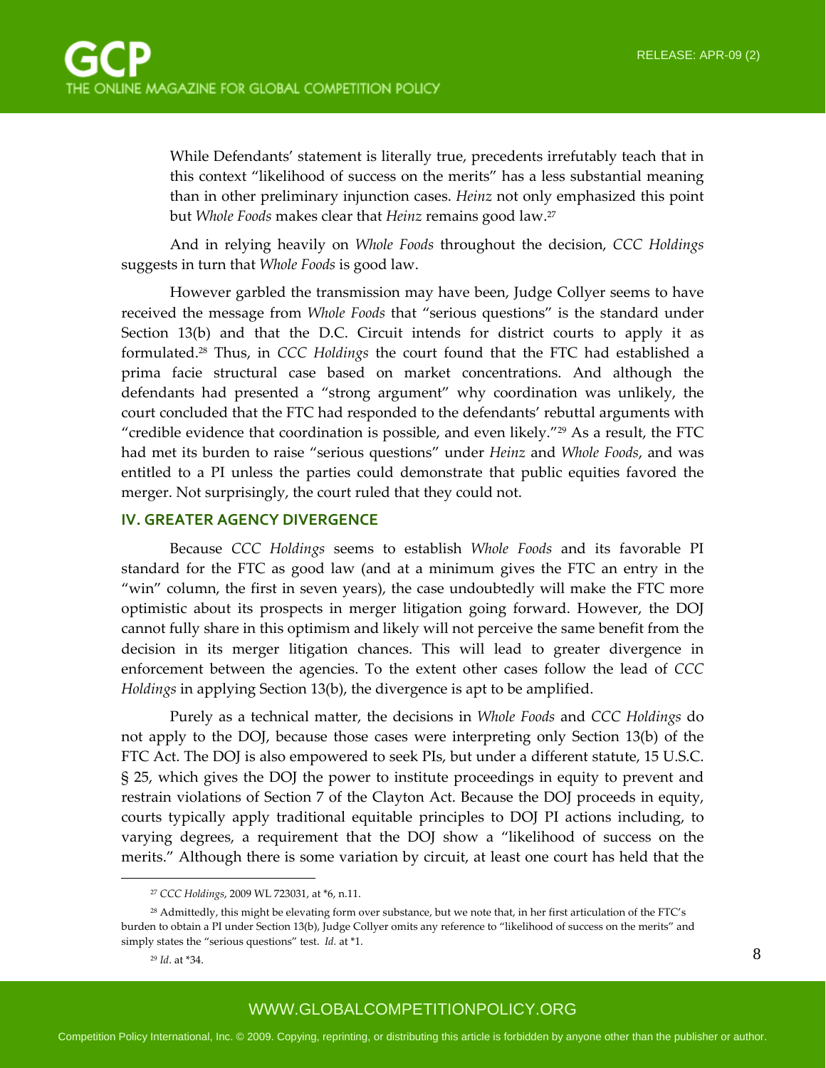> While Defendants' statement is literally true, precedents irrefutably teach that in this context "likelihood of success on the merits" has a less substantial meaning than in other preliminary injunction cases. *Heinz* not only emphasized this point but *Whole Foods* makes clear that *Heinz* remains good law.[27]

And in relying heavily on *Whole Foods* throughout the decision, *CCC Holdings* suggests in turn that *Whole Foods* is good law.

However garbled the transmission may have been, Judge Collyer seems to have received the message from *Whole Foods* that "serious questions" is the standard under Section 13(b) and that the D.C. Circuit intends for district courts to apply it as formulated.[28] Thus, in *CCC Holdings* the court found that the FTC had established a prima facie structural case based on market concentrations. And although the defendants had presented a "strong argument" why coordination was unlikely, the court concluded that the FTC had responded to the defendants' rebuttal arguments with "credible evidence that coordination is possible, and even likely."[29] As a result, the FTC had met its burden to raise "serious questions" under *Heinz* and *Whole Foods*, and was entitled to a PI unless the parties could demonstrate that public equities favored the merger. Not surprisingly, the court ruled that they could not.

## IV. GREATER AGENCY DIVERGENCE

Because *CCC Holdings* seems to establish *Whole Foods* and its favorable PI standard for the FTC as good law (and at a minimum gives the FTC an entry in the "win" column, the first in seven years), the case undoubtedly will make the FTC more optimistic about its prospects in merger litigation going forward. However, the DOJ cannot fully share in this optimism and likely will not perceive the same benefit from the decision in its merger litigation chances. This will lead to greater divergence in enforcement between the agencies. To the extent other cases follow the lead of *CCC Holdings* in applying Section 13(b), the divergence is apt to be amplified.

Purely as a technical matter, the decisions in *Whole Foods* and *CCC Holdings* do not apply to the DOJ, because those cases were interpreting only Section 13(b) of the FTC Act. The DOJ is also empowered to seek PIs, but under a different statute, 15 U.S.C. § 25, which gives the DOJ the power to institute proceedings in equity to prevent and restrain violations of Section 7 of the Clayton Act. Because the DOJ proceeds in equity, courts typically apply traditional equitable principles to DOJ PI actions including, to varying degrees, a requirement that the DOJ show a "likelihood of success on the merits." Although there is some variation by circuit, at least one court has held that the

---

[27] *CCC Holdings*, 2009 WL 723031, at *6, n.11.

[28] Admittedly, this might be elevating form over substance, but we note that, in her first articulation of the FTC's burden to obtain a PI under Section 13(b), Judge Collyer omits any reference to "likelihood of success on the merits" and simply states the "serious questions" test. *Id.* at *1.

[29] *Id.* at *34.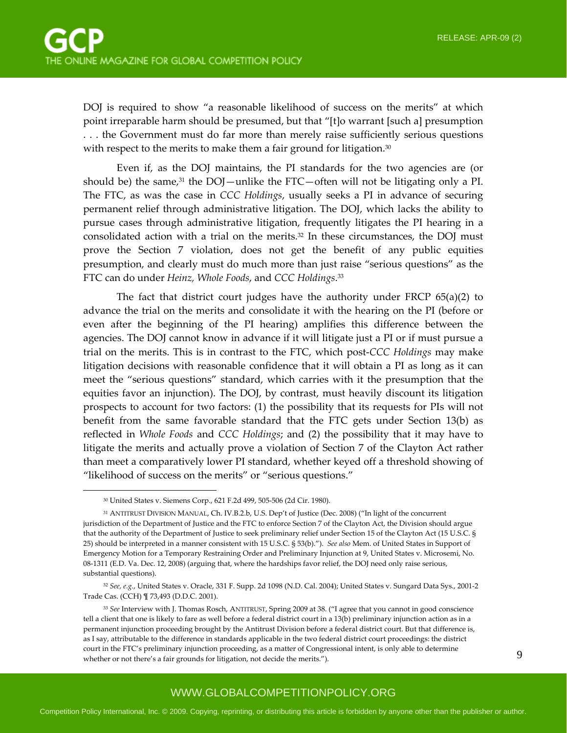DOJ is required to show "a reasonable likelihood of success on the merits" at which point irreparable harm should be presumed, but that "[t]o warrant [such a] presumption . . . the Government must do far more than merely raise sufficiently serious questions with respect to the merits to make them a fair ground for litigation.[30]

Even if, as the DOJ maintains, the PI standards for the two agencies are (or should be) the same,[31] the DOJ—unlike the FTC—often will not be litigating only a PI. The FTC, as was the case in *CCC Holdings*, usually seeks a PI in advance of securing permanent relief through administrative litigation. The DOJ, which lacks the ability to pursue cases through administrative litigation, frequently litigates the PI hearing in a consolidated action with a trial on the merits.[32] In these circumstances, the DOJ must prove the Section 7 violation, does not get the benefit of any public equities presumption, and clearly must do much more than just raise "serious questions" as the FTC can do under *Heinz*, *Whole Foods*, and *CCC Holdings*.[33]

The fact that district court judges have the authority under FRCP 65(a)(2) to advance the trial on the merits and consolidate it with the hearing on the PI (before or even after the beginning of the PI hearing) amplifies this difference between the agencies. The DOJ cannot know in advance if it will litigate just a PI or if must pursue a trial on the merits. This is in contrast to the FTC, which post-*CCC Holdings* may make litigation decisions with reasonable confidence that it will obtain a PI as long as it can meet the "serious questions" standard, which carries with it the presumption that the equities favor an injunction). The DOJ, by contrast, must heavily discount its litigation prospects to account for two factors: (1) the possibility that its requests for PIs will not benefit from the same favorable standard that the FTC gets under Section 13(b) as reflected in *Whole Foods* and *CCC Holdings*; and (2) the possibility that it may have to litigate the merits and actually prove a violation of Section 7 of the Clayton Act rather than meet a comparatively lower PI standard, whether keyed off a threshold showing of "likelihood of success on the merits" or "serious questions."

---

[30] United States v. Siemens Corp., 621 F.2d 499, 505-506 (2d Cir. 1980).

[31] ANTITRUST DIVISION MANUAL, Ch. IV.B.2.b, U.S. Dep't of Justice (Dec. 2008) ("In light of the concurrent jurisdiction of the Department of Justice and the FTC to enforce Section 7 of the Clayton Act, the Division should argue that the authority of the Department of Justice to seek preliminary relief under Section 15 of the Clayton Act (15 U.S.C. § 25) should be interpreted in a manner consistent with 15 U.S.C. § 53(b)."). *See also* Mem. of United States in Support of Emergency Motion for a Temporary Restraining Order and Preliminary Injunction at 9, United States v. Microsemi, No. 08-1311 (E.D. Va. Dec. 12, 2008) (arguing that, where the hardships favor relief, the DOJ need only raise serious, substantial questions).

[32] *See, e.g.*, United States v. Oracle, 331 F. Supp. 2d 1098 (N.D. Cal. 2004); United States v. Sungard Data Sys., 2001-2 Trade Cas. (CCH) ¶ 73,493 (D.D.C. 2001).

[33] *See* Interview with J. Thomas Rosch, ANTITRUST, Spring 2009 at 38. ("I agree that you cannot in good conscience tell a client that one is likely to fare as well before a federal district court in a 13(b) preliminary injunction action as in a permanent injunction proceeding brought by the Antitrust Division before a federal district court. But that difference is, as I say, attributable to the difference in standards applicable in the two federal district court proceedings: the district court in the FTC's preliminary injunction proceeding, as a matter of Congressional intent, is only able to determine whether or not there's a fair grounds for litigation, not decide the merits.").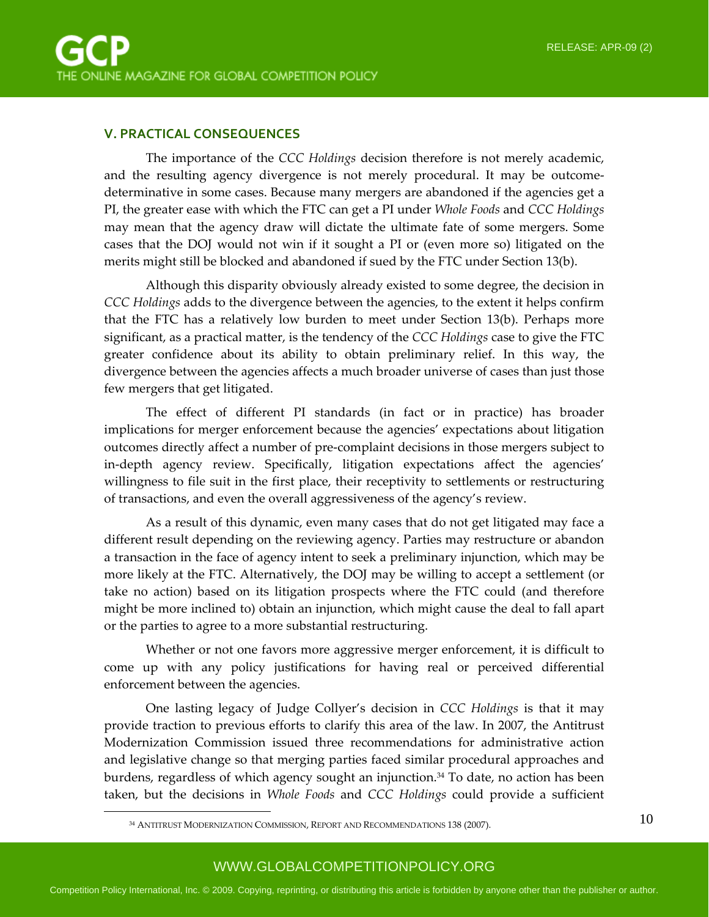## V. PRACTICAL CONSEQUENCES

The importance of the *CCC Holdings* decision therefore is not merely academic, and the resulting agency divergence is not merely procedural. It may be outcome-determinative in some cases. Because many mergers are abandoned if the agencies get a PI, the greater ease with which the FTC can get a PI under *Whole Foods* and *CCC Holdings* may mean that the agency draw will dictate the ultimate fate of some mergers. Some cases that the DOJ would not win if it sought a PI or (even more so) litigated on the merits might still be blocked and abandoned if sued by the FTC under Section 13(b).

Although this disparity obviously already existed to some degree, the decision in *CCC Holdings* adds to the divergence between the agencies, to the extent it helps confirm that the FTC has a relatively low burden to meet under Section 13(b). Perhaps more significant, as a practical matter, is the tendency of the *CCC Holdings* case to give the FTC greater confidence about its ability to obtain preliminary relief. In this way, the divergence between the agencies affects a much broader universe of cases than just those few mergers that get litigated.

The effect of different PI standards (in fact or in practice) has broader implications for merger enforcement because the agencies' expectations about litigation outcomes directly affect a number of pre-complaint decisions in those mergers subject to in-depth agency review. Specifically, litigation expectations affect the agencies' willingness to file suit in the first place, their receptivity to settlements or restructuring of transactions, and even the overall aggressiveness of the agency's review.

As a result of this dynamic, even many cases that do not get litigated may face a different result depending on the reviewing agency. Parties may restructure or abandon a transaction in the face of agency intent to seek a preliminary injunction, which may be more likely at the FTC. Alternatively, the DOJ may be willing to accept a settlement (or take no action) based on its litigation prospects where the FTC could (and therefore might be more inclined to) obtain an injunction, which might cause the deal to fall apart or the parties to agree to a more substantial restructuring.

Whether or not one favors more aggressive merger enforcement, it is difficult to come up with any policy justifications for having real or perceived differential enforcement between the agencies.

One lasting legacy of Judge Collyer's decision in *CCC Holdings* is that it may provide traction to previous efforts to clarify this area of the law. In 2007, the Antitrust Modernization Commission issued three recommendations for administrative action and legislative change so that merging parties faced similar procedural approaches and burdens, regardless of which agency sought an injunction.[34] To date, no action has been taken, but the decisions in *Whole Foods* and *CCC Holdings* could provide a sufficient

[34] ANTITRUST MODERNIZATION COMMISSION, REPORT AND RECOMMENDATIONS 138 (2007).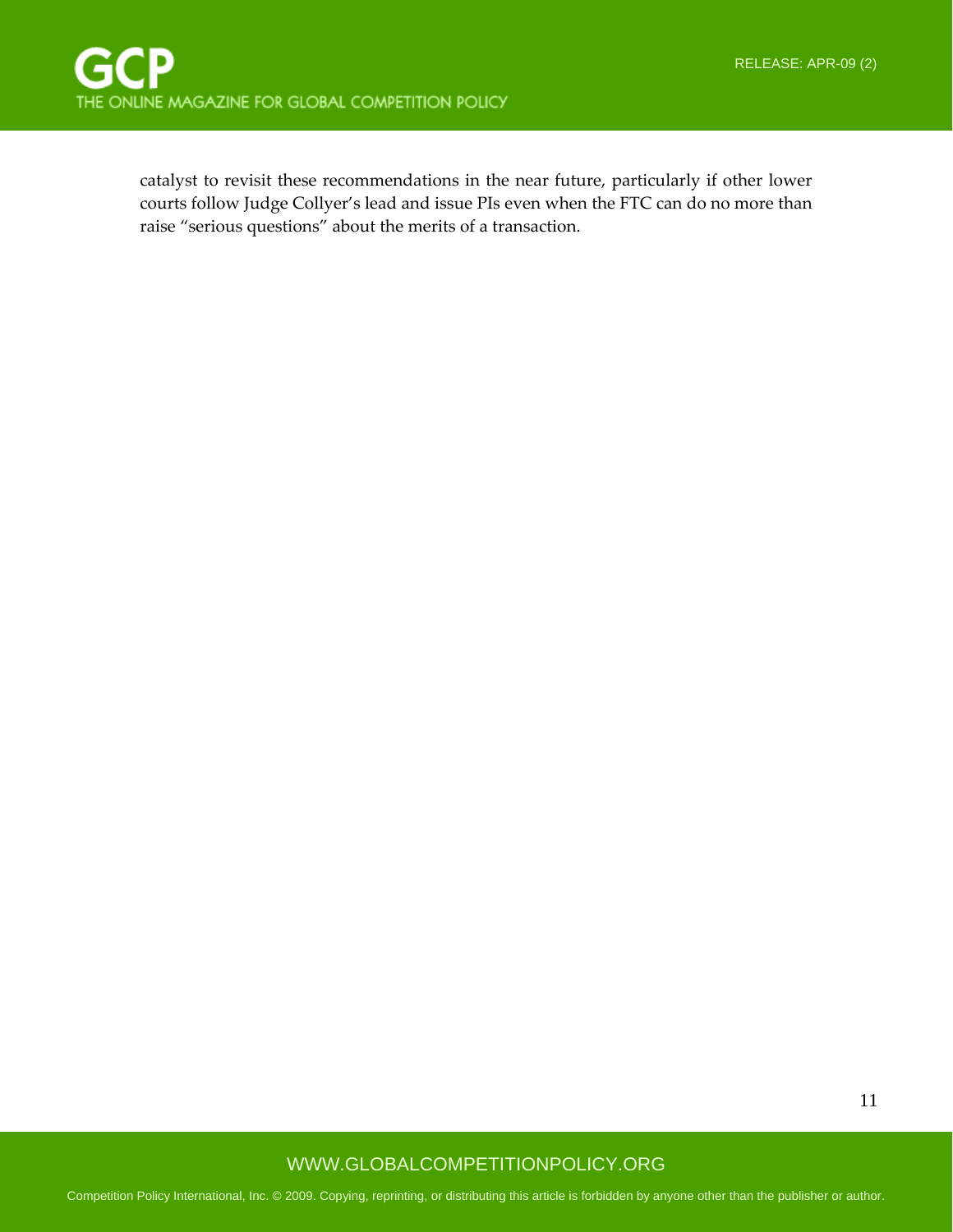catalyst to revisit these recommendations in the near future, particularly if other lower courts follow Judge Collyer's lead and issue PIs even when the FTC can do no more than raise "serious questions" about the merits of a transaction.